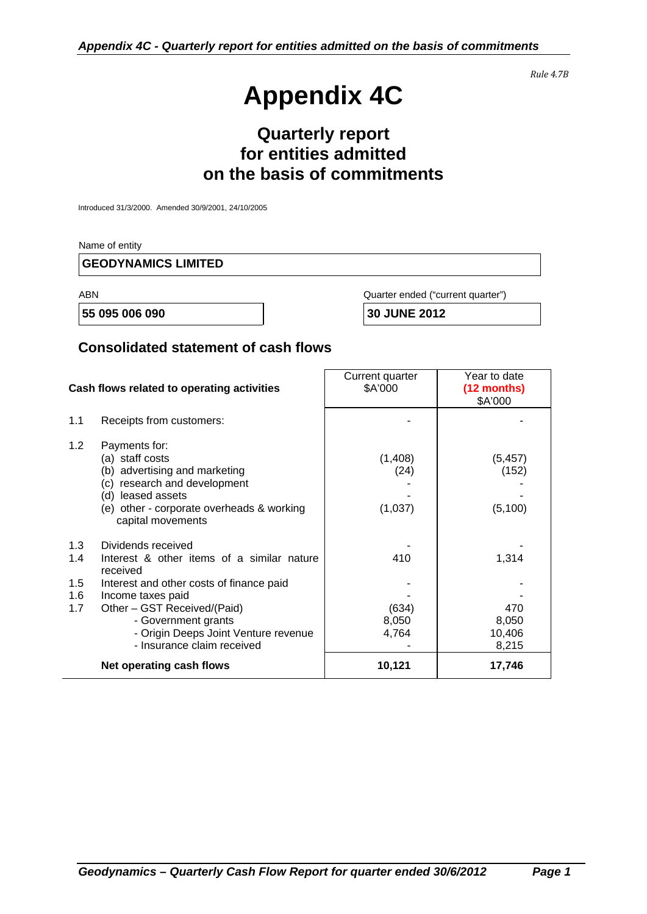*Appendix 4C - Quarterly report for entities admitted on the basis of commitments*

*Rule 4.7B*

# Appendix 4C

## Quarterly report for entities admitted on the basis of commitments

Introduced 31/3/2000. Amended 30/9/2001, 24/10/2005

Name of entity

**GEODYNAMICS LIMITED**

| ABN | Quarter ended ("current quarter") |
|---|---|
| **55 095 006 090** | **30 JUNE 2012** |

## Consolidated statement of cash flows

| | Cash flows related to operating activities | Current quarter $A'000 | Year to date (12 months) $A'000 |
|---|---|---|---|
| 1.1 | Receipts from customers: | - | - |
| 1.2 | Payments for: | | |
| | (a) staff costs | (1,408) | (5,457) |
| | (b) advertising and marketing | (24) | (152) |
| | (c) research and development | - | - |
| | (d) leased assets | - | - |
| | (e) other - corporate overheads & working capital movements | (1,037) | (5,100) |
| 1.3 | Dividends received | - | - |
| 1.4 | Interest & other items of a similar nature received | 410 | 1,314 |
| 1.5 | Interest and other costs of finance paid | - | - |
| 1.6 | Income taxes paid | - | - |
| 1.7 | Other – GST Received/(Paid) | (634) | 470 |
| | - Government grants | 8,050 | 8,050 |
| | - Origin Deeps Joint Venture revenue | 4,764 | 10,406 |
| | - Insurance claim received | - | 8,215 |
| | **Net operating cash flows** | **10,121** | **17,746** |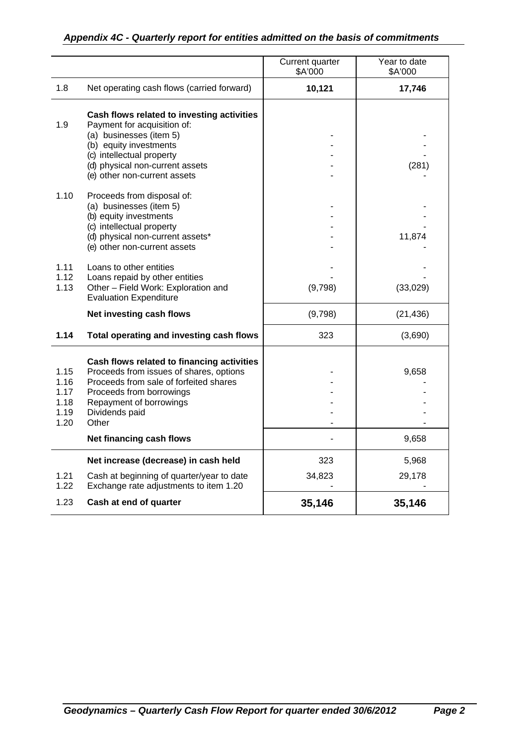*Appendix 4C - Quarterly report for entities admitted on the basis of commitments*

| | | Current quarter $A'000 | Year to date $A'000 |
|---|---|---|---|
| 1.8 | Net operating cash flows (carried forward) | **10,121** | **17,746** |
| | **Cash flows related to investing activities** | | |
| 1.9 | Payment for acquisition of: | | |
| | (a) businesses (item 5) | - | - |
| | (b) equity investments | - | - |
| | (c) intellectual property | - | - |
| | (d) physical non-current assets | - | (281) |
| | (e) other non-current assets | - | - |
| 1.10 | Proceeds from disposal of: | | |
| | (a) businesses (item 5) | - | - |
| | (b) equity investments | - | - |
| | (c) intellectual property | - | - |
| | (d) physical non-current assets* | - | 11,874 |
| | (e) other non-current assets | - | - |
| 1.11 | Loans to other entities | - | - |
| 1.12 | Loans repaid by other entities | - | - |
| 1.13 | Other – Field Work: Exploration and Evaluation Expenditure | (9,798) | (33,029) |
| | **Net investing cash flows** | (9,798) | (21,436) |
| **1.14** | **Total operating and investing cash flows** | 323 | (3,690) |
| | **Cash flows related to financing activities** | | |
| 1.15 | Proceeds from issues of shares, options | - | 9,658 |
| 1.16 | Proceeds from sale of forfeited shares | - | - |
| 1.17 | Proceeds from borrowings | - | - |
| 1.18 | Repayment of borrowings | - | - |
| 1.19 | Dividends paid | - | - |
| 1.20 | Other | - | - |
| | **Net financing cash flows** | - | 9,658 |
| | **Net increase (decrease) in cash held** | 323 | 5,968 |
| 1.21 | Cash at beginning of quarter/year to date | 34,823 | 29,178 |
| 1.22 | Exchange rate adjustments to item 1.20 | - | - |
| 1.23 | **Cash at end of quarter** | **35,146** | **35,146** |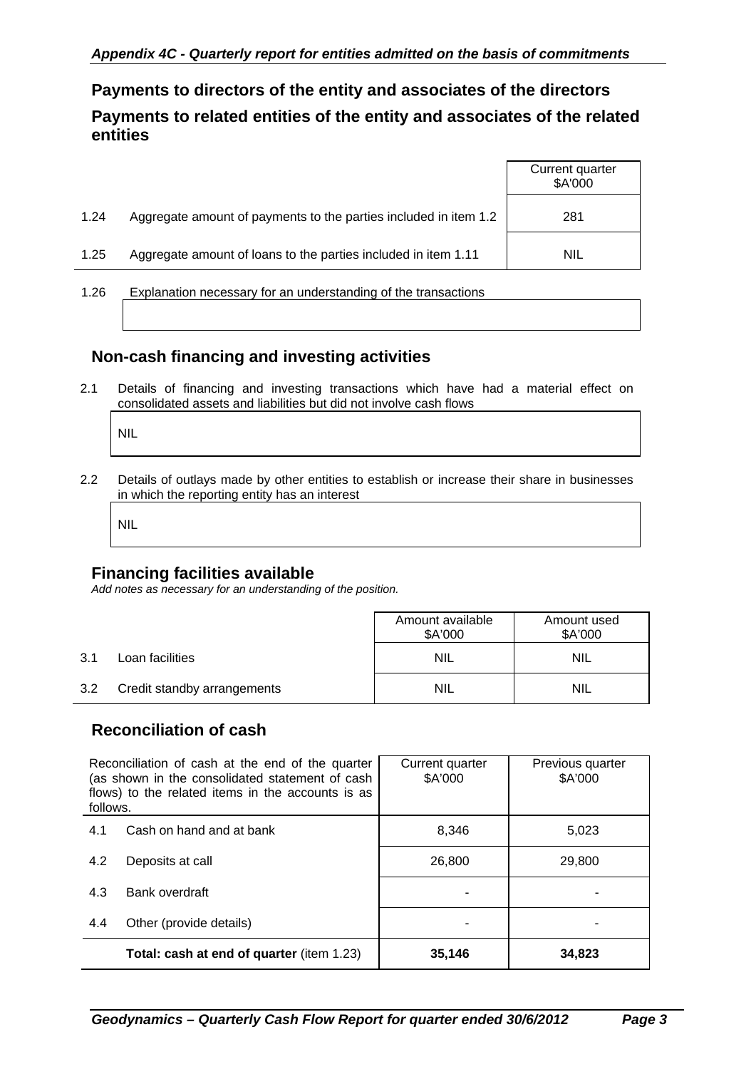## Payments to directors of the entity and associates of the directors

## Payments to related entities of the entity and associates of the related entities

| | | Current quarter $A'000 |
|---|---|---|
| 1.24 | Aggregate amount of payments to the parties included in item 1.2 | 281 |
| 1.25 | Aggregate amount of loans to the parties included in item 1.11 | NIL |

1.26 Explanation necessary for an understanding of the transactions

## Non-cash financing and investing activities

2.1 Details of financing and investing transactions which have had a material effect on consolidated assets and liabilities but did not involve cash flows

NIL

2.2 Details of outlays made by other entities to establish or increase their share in businesses in which the reporting entity has an interest

NIL

## Financing facilities available

*Add notes as necessary for an understanding of the position.*

| | | Amount available $A'000 | Amount used $A'000 |
|---|---|---|---|
| 3.1 | Loan facilities | NIL | NIL |
| 3.2 | Credit standby arrangements | NIL | NIL |

## Reconciliation of cash

| Reconciliation of cash at the end of the quarter (as shown in the consolidated statement of cash flows) to the related items in the accounts is as follows. | | Current quarter $A'000 | Previous quarter $A'000 |
|---|---|---|---|
| 4.1 | Cash on hand and at bank | 8,346 | 5,023 |
| 4.2 | Deposits at call | 26,800 | 29,800 |
| 4.3 | Bank overdraft | - | - |
| 4.4 | Other (provide details) | - | - |
| | **Total: cash at end of quarter** (item 1.23) | **35,146** | **34,823** |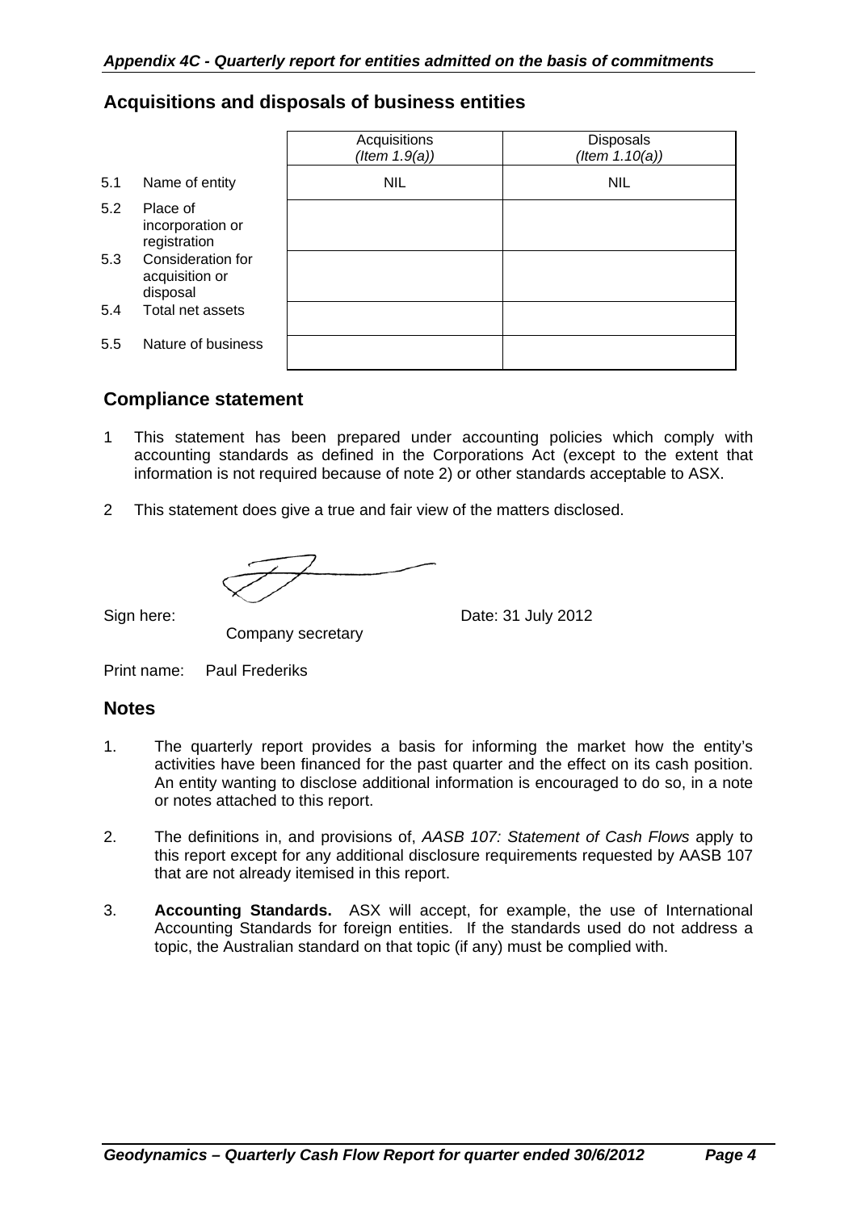## Acquisitions and disposals of business entities

| | | Acquisitions *(Item 1.9(a))* | Disposals *(Item 1.10(a))* |
|---|---|---|---|
| 5.1 | Name of entity | NIL | NIL |
| 5.2 | Place of incorporation or registration | | |
| 5.3 | Consideration for acquisition or disposal | | |
| 5.4 | Total net assets | | |
| 5.5 | Nature of business | | |

## Compliance statement

1 This statement has been prepared under accounting policies which comply with accounting standards as defined in the Corporations Act (except to the extent that information is not required because of note 2) or other standards acceptable to ASX.

2 This statement does give a true and fair view of the matters disclosed.

Sign here: Company secretary Date: 31 July 2012

Print name: Paul Frederiks

## Notes

1. The quarterly report provides a basis for informing the market how the entity's activities have been financed for the past quarter and the effect on its cash position. An entity wanting to disclose additional information is encouraged to do so, in a note or notes attached to this report.

2. The definitions in, and provisions of, *AASB 107: Statement of Cash Flows* apply to this report except for any additional disclosure requirements requested by AASB 107 that are not already itemised in this report.

3. **Accounting Standards.** ASX will accept, for example, the use of International Accounting Standards for foreign entities. If the standards used do not address a topic, the Australian standard on that topic (if any) must be complied with.